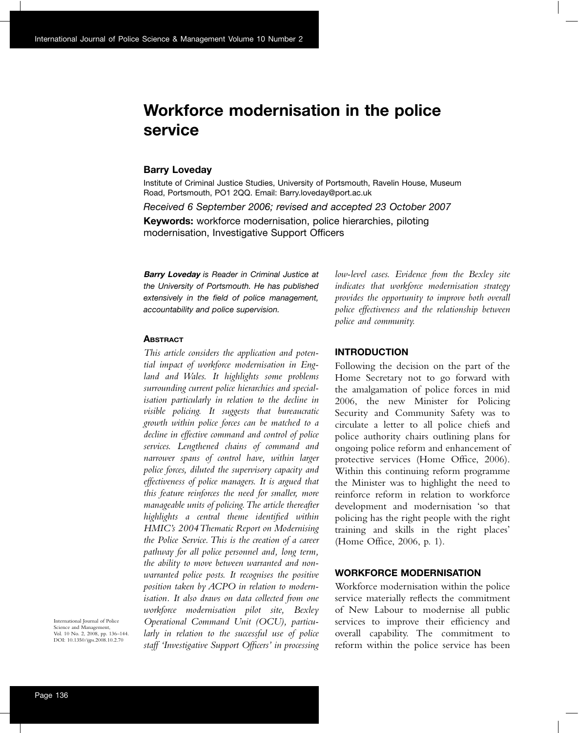# Workforce modernisation in the police service

## Barry Loveday

Institute of Criminal Justice Studies, University of Portsmouth, Ravelin House, Museum Road, Portsmouth, PO1 2QQ. Email: Barry.loveday@port.ac.uk

*Received 6 September 2006; revised and accepted 23 October 2007*

**Keywords:** workforce modernisation, police hierarchies, piloting modernisation, Investigative Support Officers

***Barry Loveday*** *is Reader in Criminal Justice at the University of Portsmouth. He has published extensively in the field of police management, accountability and police supervision.*

International Journal of Police Science and Management, Vol. 10 No. 2, 2008, pp. 136–144. DOI: 10.1350/ijps.2008.10.2.70

### Abstract

*This article considers the application and potential impact of workforce modernisation in England and Wales. It highlights some problems surrounding current police hierarchies and specialisation particularly in relation to the decline in visible policing. It suggests that bureaucratic growth within police forces can be matched to a decline in effective command and control of police services. Lengthened chains of command and narrower spans of control have, within larger police forces, diluted the supervisory capacity and effectiveness of police managers. It is argued that this feature reinforces the need for smaller, more manageable units of policing. The article thereafter highlights a central theme identified within HMIC's 2004 Thematic Report on Modernising the Police Service. This is the creation of a career pathway for all police personnel and, long term, the ability to move between warranted and non-warranted police posts. It recognises the positive position taken by ACPO in relation to modernisation. It also draws on data collected from one workforce modernisation pilot site, Bexley Operational Command Unit (OCU), particularly in relation to the successful use of police staff 'Investigative Support Officers' in processing low-level cases. Evidence from the Bexley site indicates that workforce modernisation strategy provides the opportunity to improve both overall police effectiveness and the relationship between police and community.*

## INTRODUCTION

Following the decision on the part of the Home Secretary not to go forward with the amalgamation of police forces in mid 2006, the new Minister for Policing Security and Community Safety was to circulate a letter to all police chiefs and police authority chairs outlining plans for ongoing police reform and enhancement of protective services (Home Office, 2006). Within this continuing reform programme the Minister was to highlight the need to reinforce reform in relation to workforce development and modernisation 'so that policing has the right people with the right training and skills in the right places' (Home Office, 2006, p. 1).

## WORKFORCE MODERNISATION

Workforce modernisation within the police service materially reflects the commitment of New Labour to modernise all public services to improve their efficiency and overall capability. The commitment to reform within the police service has been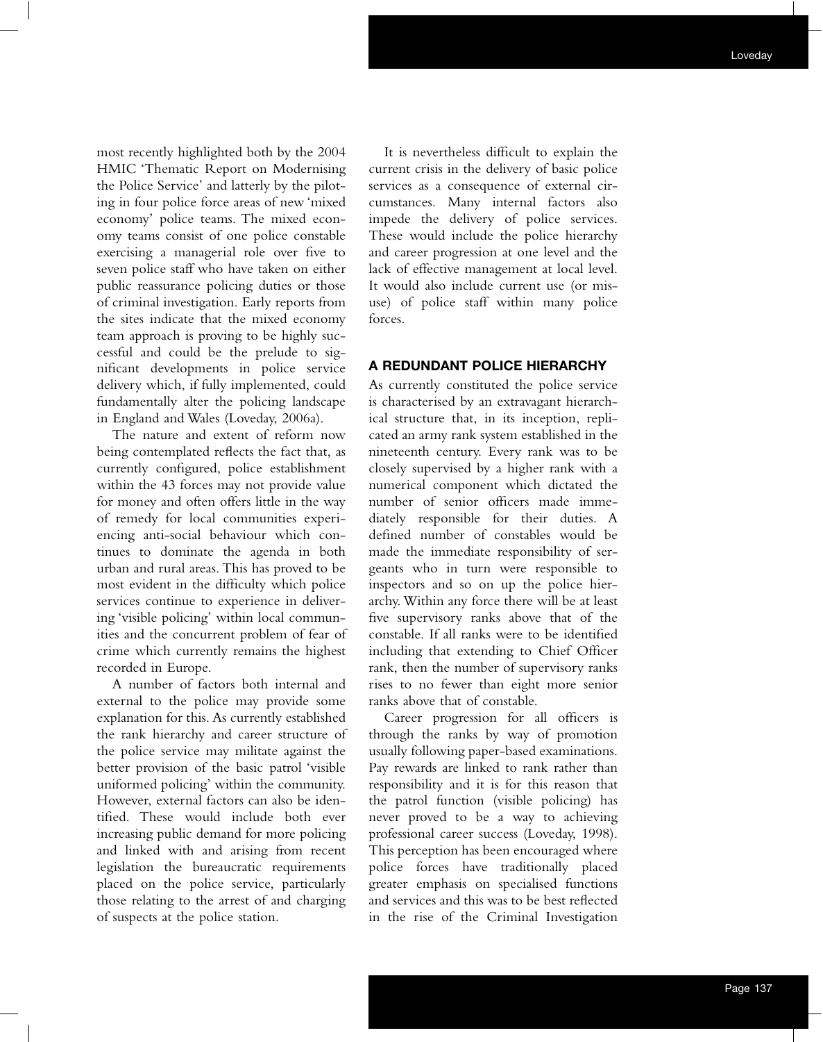most recently highlighted both by the 2004 HMIC 'Thematic Report on Modernising the Police Service' and latterly by the piloting in four police force areas of new 'mixed economy' police teams. The mixed economy teams consist of one police constable exercising a managerial role over five to seven police staff who have taken on either public reassurance policing duties or those of criminal investigation. Early reports from the sites indicate that the mixed economy team approach is proving to be highly successful and could be the prelude to significant developments in police service delivery which, if fully implemented, could fundamentally alter the policing landscape in England and Wales (Loveday, 2006a).

The nature and extent of reform now being contemplated reflects the fact that, as currently configured, police establishment within the 43 forces may not provide value for money and often offers little in the way of remedy for local communities experiencing anti-social behaviour which continues to dominate the agenda in both urban and rural areas. This has proved to be most evident in the difficulty which police services continue to experience in delivering 'visible policing' within local communities and the concurrent problem of fear of crime which currently remains the highest recorded in Europe.

A number of factors both internal and external to the police may provide some explanation for this. As currently established the rank hierarchy and career structure of the police service may militate against the better provision of the basic patrol 'visible uniformed policing' within the community. However, external factors can also be identified. These would include both ever increasing public demand for more policing and linked with and arising from recent legislation the bureaucratic requirements placed on the police service, particularly those relating to the arrest of and charging of suspects at the police station.

It is nevertheless difficult to explain the current crisis in the delivery of basic police services as a consequence of external circumstances. Many internal factors also impede the delivery of police services. These would include the police hierarchy and career progression at one level and the lack of effective management at local level. It would also include current use (or misuse) of police staff within many police forces.

## A REDUNDANT POLICE HIERARCHY

As currently constituted the police service is characterised by an extravagant hierarchical structure that, in its inception, replicated an army rank system established in the nineteenth century. Every rank was to be closely supervised by a higher rank with a numerical component which dictated the number of senior officers made immediately responsible for their duties. A defined number of constables would be made the immediate responsibility of sergeants who in turn were responsible to inspectors and so on up the police hierarchy. Within any force there will be at least five supervisory ranks above that of the constable. If all ranks were to be identified including that extending to Chief Officer rank, then the number of supervisory ranks rises to no fewer than eight more senior ranks above that of constable.

Career progression for all officers is through the ranks by way of promotion usually following paper-based examinations. Pay rewards are linked to rank rather than responsibility and it is for this reason that the patrol function (visible policing) has never proved to be a way to achieving professional career success (Loveday, 1998). This perception has been encouraged where police forces have traditionally placed greater emphasis on specialised functions and services and this was to be best reflected in the rise of the Criminal Investigation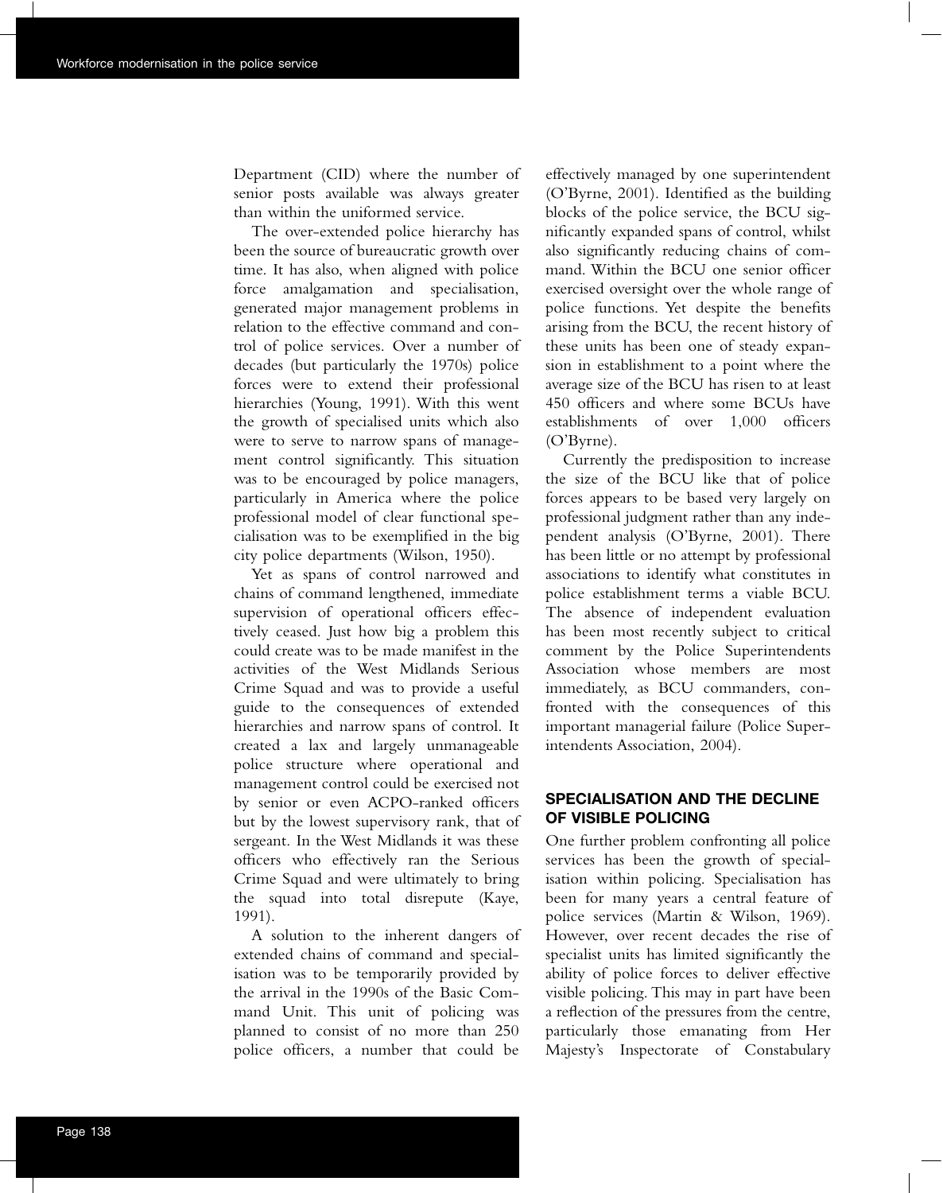Department (CID) where the number of senior posts available was always greater than within the uniformed service.

The over-extended police hierarchy has been the source of bureaucratic growth over time. It has also, when aligned with police force amalgamation and specialisation, generated major management problems in relation to the effective command and control of police services. Over a number of decades (but particularly the 1970s) police forces were to extend their professional hierarchies (Young, 1991). With this went the growth of specialised units which also were to serve to narrow spans of management control significantly. This situation was to be encouraged by police managers, particularly in America where the police professional model of clear functional specialisation was to be exemplified in the big city police departments (Wilson, 1950).

Yet as spans of control narrowed and chains of command lengthened, immediate supervision of operational officers effectively ceased. Just how big a problem this could create was to be made manifest in the activities of the West Midlands Serious Crime Squad and was to provide a useful guide to the consequences of extended hierarchies and narrow spans of control. It created a lax and largely unmanageable police structure where operational and management control could be exercised not by senior or even ACPO-ranked officers but by the lowest supervisory rank, that of sergeant. In the West Midlands it was these officers who effectively ran the Serious Crime Squad and were ultimately to bring the squad into total disrepute (Kaye, 1991).

A solution to the inherent dangers of extended chains of command and specialisation was to be temporarily provided by the arrival in the 1990s of the Basic Command Unit. This unit of policing was planned to consist of no more than 250 police officers, a number that could be effectively managed by one superintendent (O'Byrne, 2001). Identified as the building blocks of the police service, the BCU significantly expanded spans of control, whilst also significantly reducing chains of command. Within the BCU one senior officer exercised oversight over the whole range of police functions. Yet despite the benefits arising from the BCU, the recent history of these units has been one of steady expansion in establishment to a point where the average size of the BCU has risen to at least 450 officers and where some BCUs have establishments of over 1,000 officers (O'Byrne).

Currently the predisposition to increase the size of the BCU like that of police forces appears to be based very largely on professional judgment rather than any independent analysis (O'Byrne, 2001). There has been little or no attempt by professional associations to identify what constitutes in police establishment terms a viable BCU. The absence of independent evaluation has been most recently subject to critical comment by the Police Superintendents Association whose members are most immediately, as BCU commanders, confronted with the consequences of this important managerial failure (Police Superintendents Association, 2004).

## SPECIALISATION AND THE DECLINE OF VISIBLE POLICING

One further problem confronting all police services has been the growth of specialisation within policing. Specialisation has been for many years a central feature of police services (Martin & Wilson, 1969). However, over recent decades the rise of specialist units has limited significantly the ability of police forces to deliver effective visible policing. This may in part have been a reflection of the pressures from the centre, particularly those emanating from Her Majesty's Inspectorate of Constabulary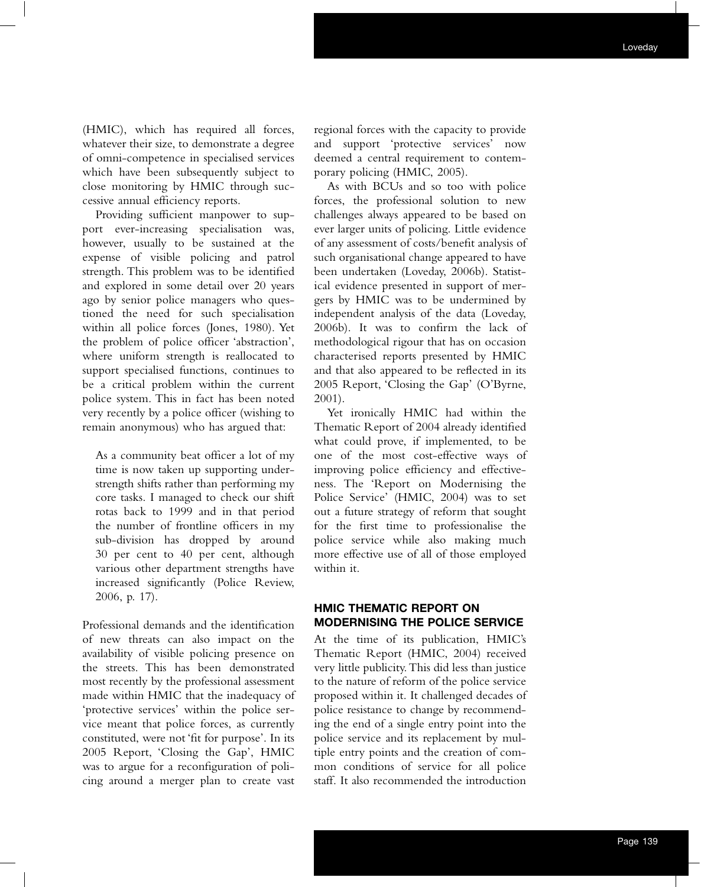(HMIC), which has required all forces, whatever their size, to demonstrate a degree of omni-competence in specialised services which have been subsequently subject to close monitoring by HMIC through successive annual efficiency reports.

Providing sufficient manpower to support ever-increasing specialisation was, however, usually to be sustained at the expense of visible policing and patrol strength. This problem was to be identified and explored in some detail over 20 years ago by senior police managers who questioned the need for such specialisation within all police forces (Jones, 1980). Yet the problem of police officer 'abstraction', where uniform strength is reallocated to support specialised functions, continues to be a critical problem within the current police system. This in fact has been noted very recently by a police officer (wishing to remain anonymous) who has argued that:

> As a community beat officer a lot of my time is now taken up supporting under-strength shifts rather than performing my core tasks. I managed to check our shift rotas back to 1999 and in that period the number of frontline officers in my sub-division has dropped by around 30 per cent to 40 per cent, although various other department strengths have increased significantly (Police Review, 2006, p. 17).

Professional demands and the identification of new threats can also impact on the availability of visible policing presence on the streets. This has been demonstrated most recently by the professional assessment made within HMIC that the inadequacy of 'protective services' within the police service meant that police forces, as currently constituted, were not 'fit for purpose'. In its 2005 Report, 'Closing the Gap', HMIC was to argue for a reconfiguration of policing around a merger plan to create vast regional forces with the capacity to provide and support 'protective services' now deemed a central requirement to contemporary policing (HMIC, 2005).

As with BCUs and so too with police forces, the professional solution to new challenges always appeared to be based on ever larger units of policing. Little evidence of any assessment of costs/benefit analysis of such organisational change appeared to have been undertaken (Loveday, 2006b). Statistical evidence presented in support of mergers by HMIC was to be undermined by independent analysis of the data (Loveday, 2006b). It was to confirm the lack of methodological rigour that has on occasion characterised reports presented by HMIC and that also appeared to be reflected in its 2005 Report, 'Closing the Gap' (O'Byrne, 2001).

Yet ironically HMIC had within the Thematic Report of 2004 already identified what could prove, if implemented, to be one of the most cost-effective ways of improving police efficiency and effectiveness. The 'Report on Modernising the Police Service' (HMIC, 2004) was to set out a future strategy of reform that sought for the first time to professionalise the police service while also making much more effective use of all of those employed within it.

## HMIC THEMATIC REPORT ON MODERNISING THE POLICE SERVICE

At the time of its publication, HMIC's Thematic Report (HMIC, 2004) received very little publicity. This did less than justice to the nature of reform of the police service proposed within it. It challenged decades of police resistance to change by recommending the end of a single entry point into the police service and its replacement by multiple entry points and the creation of common conditions of service for all police staff. It also recommended the introduction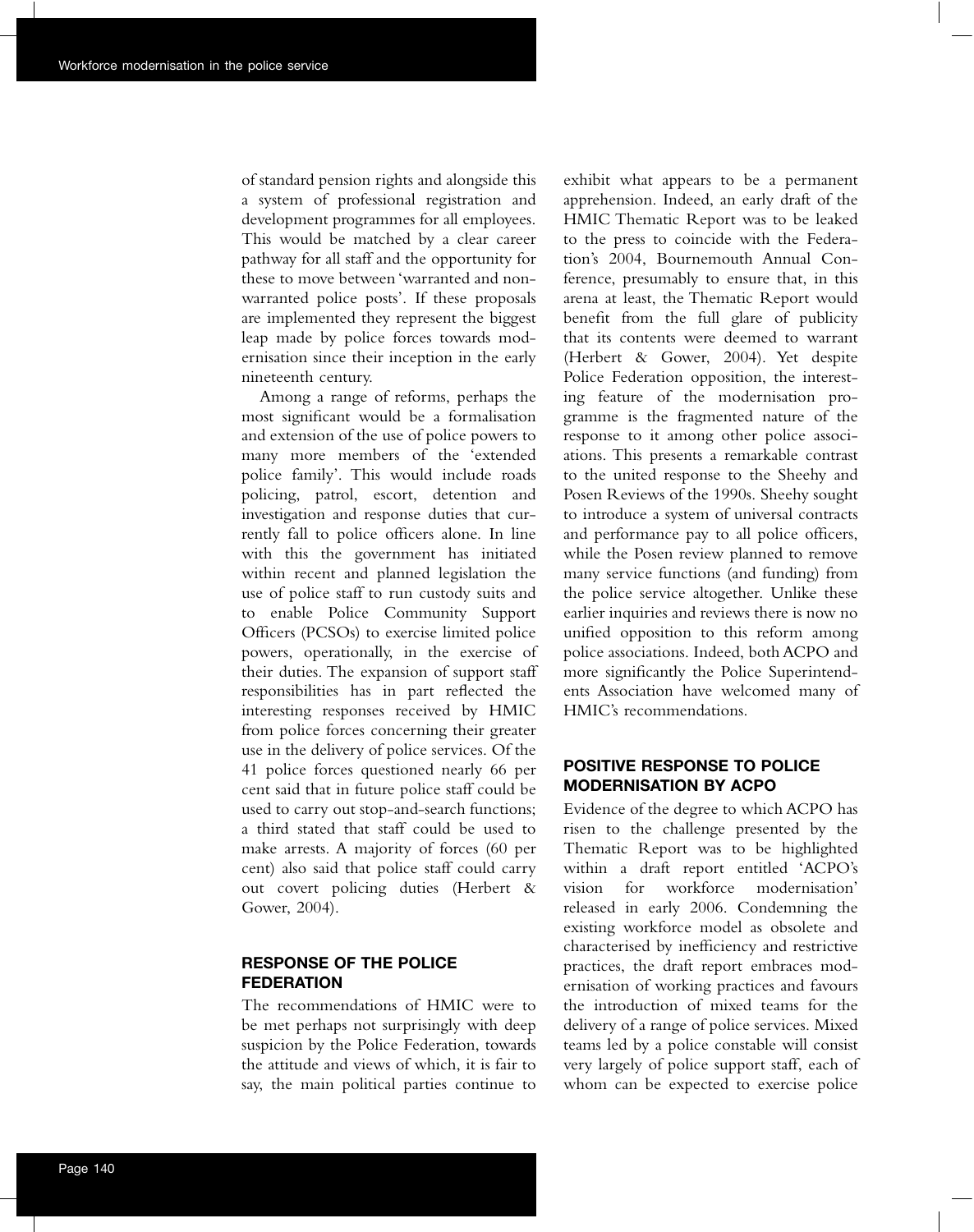of standard pension rights and alongside this a system of professional registration and development programmes for all employees. This would be matched by a clear career pathway for all staff and the opportunity for these to move between 'warranted and non-warranted police posts'. If these proposals are implemented they represent the biggest leap made by police forces towards modernisation since their inception in the early nineteenth century.

Among a range of reforms, perhaps the most significant would be a formalisation and extension of the use of police powers to many more members of the 'extended police family'. This would include roads policing, patrol, escort, detention and investigation and response duties that currently fall to police officers alone. In line with this the government has initiated within recent and planned legislation the use of police staff to run custody suits and to enable Police Community Support Officers (PCSOs) to exercise limited police powers, operationally, in the exercise of their duties. The expansion of support staff responsibilities has in part reflected the interesting responses received by HMIC from police forces concerning their greater use in the delivery of police services. Of the 41 police forces questioned nearly 66 per cent said that in future police staff could be used to carry out stop-and-search functions; a third stated that staff could be used to make arrests. A majority of forces (60 per cent) also said that police staff could carry out covert policing duties (Herbert & Gower, 2004).

## RESPONSE OF THE POLICE FEDERATION

The recommendations of HMIC were to be met perhaps not surprisingly with deep suspicion by the Police Federation, towards the attitude and views of which, it is fair to say, the main political parties continue to exhibit what appears to be a permanent apprehension. Indeed, an early draft of the HMIC Thematic Report was to be leaked to the press to coincide with the Federation's 2004, Bournemouth Annual Conference, presumably to ensure that, in this arena at least, the Thematic Report would benefit from the full glare of publicity that its contents were deemed to warrant (Herbert & Gower, 2004). Yet despite Police Federation opposition, the interesting feature of the modernisation programme is the fragmented nature of the response to it among other police associations. This presents a remarkable contrast to the united response to the Sheehy and Posen Reviews of the 1990s. Sheehy sought to introduce a system of universal contracts and performance pay to all police officers, while the Posen review planned to remove many service functions (and funding) from the police service altogether. Unlike these earlier inquiries and reviews there is now no unified opposition to this reform among police associations. Indeed, both ACPO and more significantly the Police Superintendents Association have welcomed many of HMIC's recommendations.

## POSITIVE RESPONSE TO POLICE MODERNISATION BY ACPO

Evidence of the degree to which ACPO has risen to the challenge presented by the Thematic Report was to be highlighted within a draft report entitled 'ACPO's vision for workforce modernisation' released in early 2006. Condemning the existing workforce model as obsolete and characterised by inefficiency and restrictive practices, the draft report embraces modernisation of working practices and favours the introduction of mixed teams for the delivery of a range of police services. Mixed teams led by a police constable will consist very largely of police support staff, each of whom can be expected to exercise police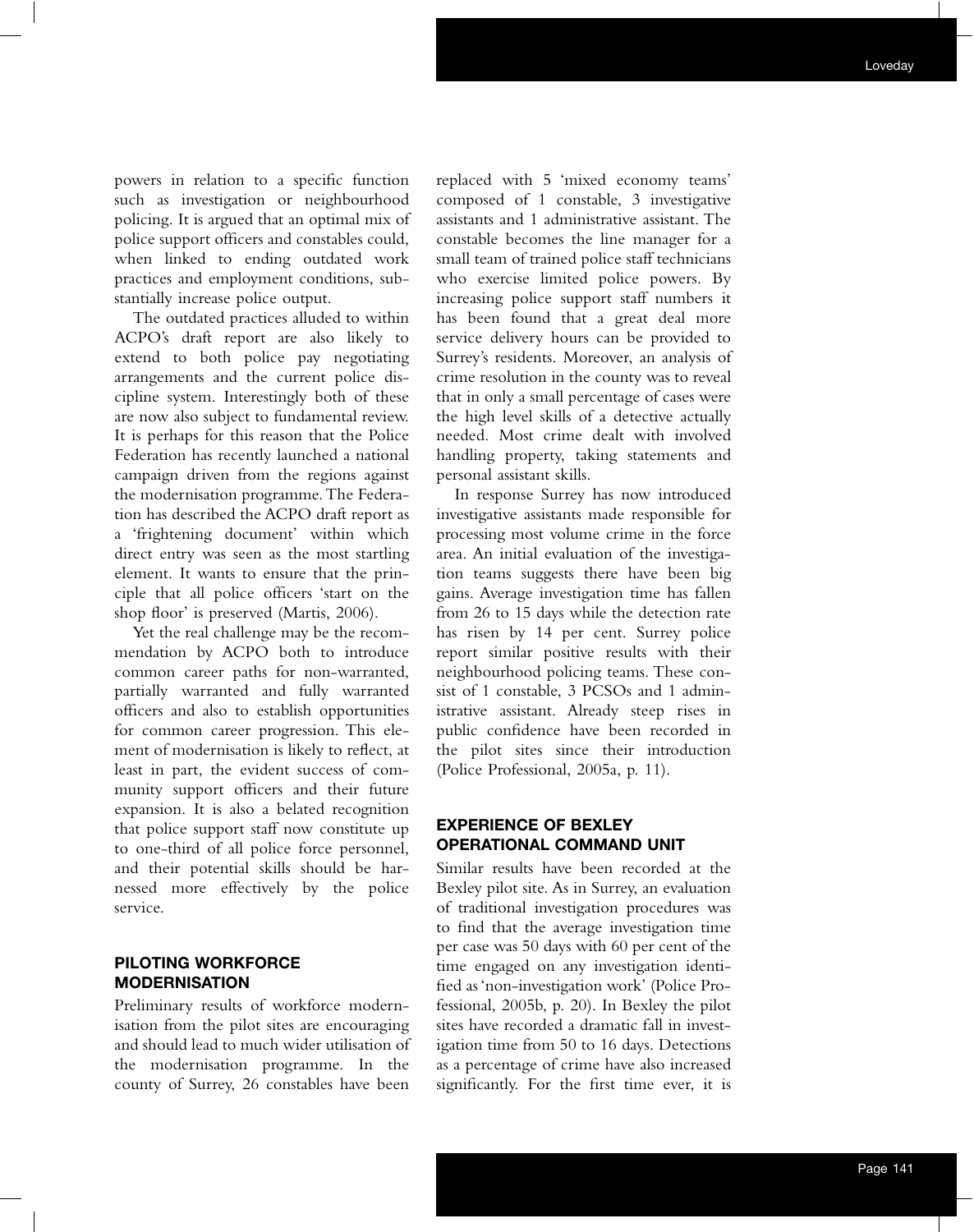powers in relation to a specific function such as investigation or neighbourhood policing. It is argued that an optimal mix of police support officers and constables could, when linked to ending outdated work practices and employment conditions, substantially increase police output.

The outdated practices alluded to within ACPO's draft report are also likely to extend to both police pay negotiating arrangements and the current police discipline system. Interestingly both of these are now also subject to fundamental review. It is perhaps for this reason that the Police Federation has recently launched a national campaign driven from the regions against the modernisation programme. The Federation has described the ACPO draft report as a 'frightening document' within which direct entry was seen as the most startling element. It wants to ensure that the principle that all police officers 'start on the shop floor' is preserved (Martis, 2006).

Yet the real challenge may be the recommendation by ACPO both to introduce common career paths for non-warranted, partially warranted and fully warranted officers and also to establish opportunities for common career progression. This element of modernisation is likely to reflect, at least in part, the evident success of community support officers and their future expansion. It is also a belated recognition that police support staff now constitute up to one-third of all police force personnel, and their potential skills should be harnessed more effectively by the police service.

## PILOTING WORKFORCE MODERNISATION

Preliminary results of workforce modernisation from the pilot sites are encouraging and should lead to much wider utilisation of the modernisation programme. In the county of Surrey, 26 constables have been replaced with 5 'mixed economy teams' composed of 1 constable, 3 investigative assistants and 1 administrative assistant. The constable becomes the line manager for a small team of trained police staff technicians who exercise limited police powers. By increasing police support staff numbers it has been found that a great deal more service delivery hours can be provided to Surrey's residents. Moreover, an analysis of crime resolution in the county was to reveal that in only a small percentage of cases were the high level skills of a detective actually needed. Most crime dealt with involved handling property, taking statements and personal assistant skills.

In response Surrey has now introduced investigative assistants made responsible for processing most volume crime in the force area. An initial evaluation of the investigation teams suggests there have been big gains. Average investigation time has fallen from 26 to 15 days while the detection rate has risen by 14 per cent. Surrey police report similar positive results with their neighbourhood policing teams. These consist of 1 constable, 3 PCSOs and 1 administrative assistant. Already steep rises in public confidence have been recorded in the pilot sites since their introduction (Police Professional, 2005a, p. 11).

## EXPERIENCE OF BEXLEY OPERATIONAL COMMAND UNIT

Similar results have been recorded at the Bexley pilot site. As in Surrey, an evaluation of traditional investigation procedures was to find that the average investigation time per case was 50 days with 60 per cent of the time engaged on any investigation identified as 'non-investigation work' (Police Professional, 2005b, p. 20). In Bexley the pilot sites have recorded a dramatic fall in investigation time from 50 to 16 days. Detections as a percentage of crime have also increased significantly. For the first time ever, it is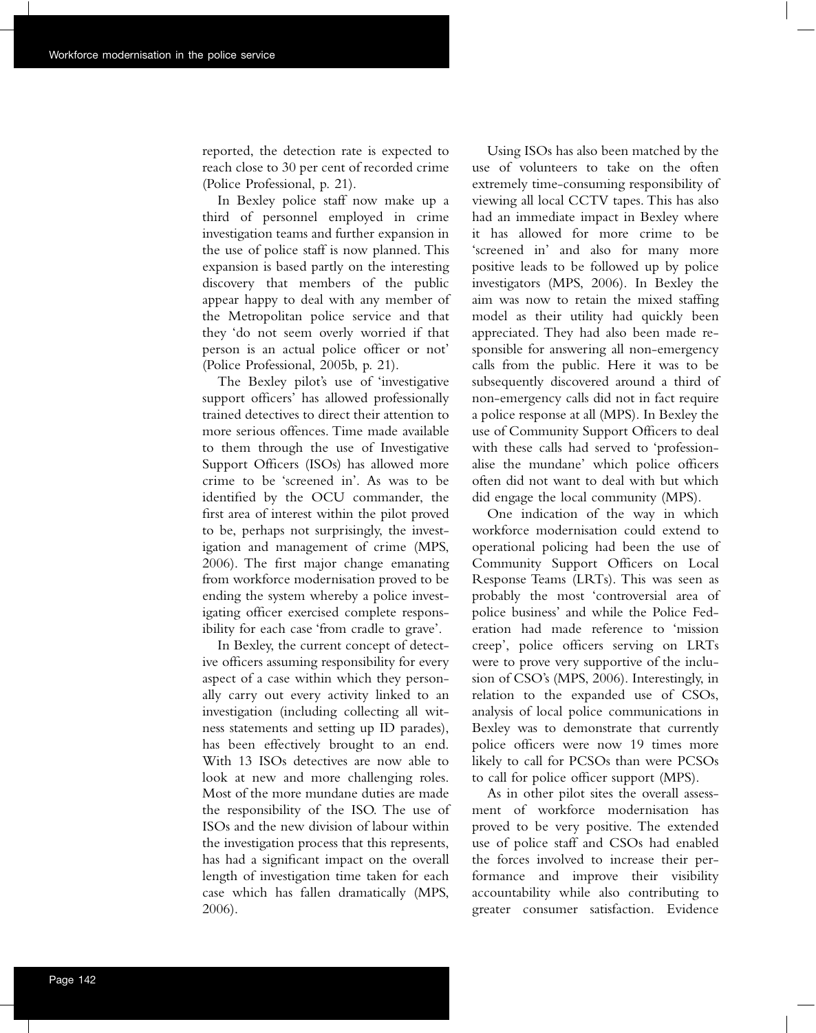reported, the detection rate is expected to reach close to 30 per cent of recorded crime (Police Professional, p. 21).

In Bexley police staff now make up a third of personnel employed in crime investigation teams and further expansion in the use of police staff is now planned. This expansion is based partly on the interesting discovery that members of the public appear happy to deal with any member of the Metropolitan police service and that they 'do not seem overly worried if that person is an actual police officer or not' (Police Professional, 2005b, p. 21).

The Bexley pilot's use of 'investigative support officers' has allowed professionally trained detectives to direct their attention to more serious offences. Time made available to them through the use of Investigative Support Officers (ISOs) has allowed more crime to be 'screened in'. As was to be identified by the OCU commander, the first area of interest within the pilot proved to be, perhaps not surprisingly, the investigation and management of crime (MPS, 2006). The first major change emanating from workforce modernisation proved to be ending the system whereby a police investigating officer exercised complete responsibility for each case 'from cradle to grave'.

In Bexley, the current concept of detective officers assuming responsibility for every aspect of a case within which they personally carry out every activity linked to an investigation (including collecting all witness statements and setting up ID parades), has been effectively brought to an end. With 13 ISOs detectives are now able to look at new and more challenging roles. Most of the more mundane duties are made the responsibility of the ISO. The use of ISOs and the new division of labour within the investigation process that this represents, has had a significant impact on the overall length of investigation time taken for each case which has fallen dramatically (MPS, 2006).

Using ISOs has also been matched by the use of volunteers to take on the often extremely time-consuming responsibility of viewing all local CCTV tapes. This has also had an immediate impact in Bexley where it has allowed for more crime to be 'screened in' and also for many more positive leads to be followed up by police investigators (MPS, 2006). In Bexley the aim was now to retain the mixed staffing model as their utility had quickly been appreciated. They had also been made responsible for answering all non-emergency calls from the public. Here it was to be subsequently discovered around a third of non-emergency calls did not in fact require a police response at all (MPS). In Bexley the use of Community Support Officers to deal with these calls had served to 'professionalise the mundane' which police officers often did not want to deal with but which did engage the local community (MPS).

One indication of the way in which workforce modernisation could extend to operational policing had been the use of Community Support Officers on Local Response Teams (LRTs). This was seen as probably the most 'controversial area of police business' and while the Police Federation had made reference to 'mission creep', police officers serving on LRTs were to prove very supportive of the inclusion of CSO's (MPS, 2006). Interestingly, in relation to the expanded use of CSOs, analysis of local police communications in Bexley was to demonstrate that currently police officers were now 19 times more likely to call for PCSOs than were PCSOs to call for police officer support (MPS).

As in other pilot sites the overall assessment of workforce modernisation has proved to be very positive. The extended use of police staff and CSOs had enabled the forces involved to increase their performance and improve their visibility accountability while also contributing to greater consumer satisfaction. Evidence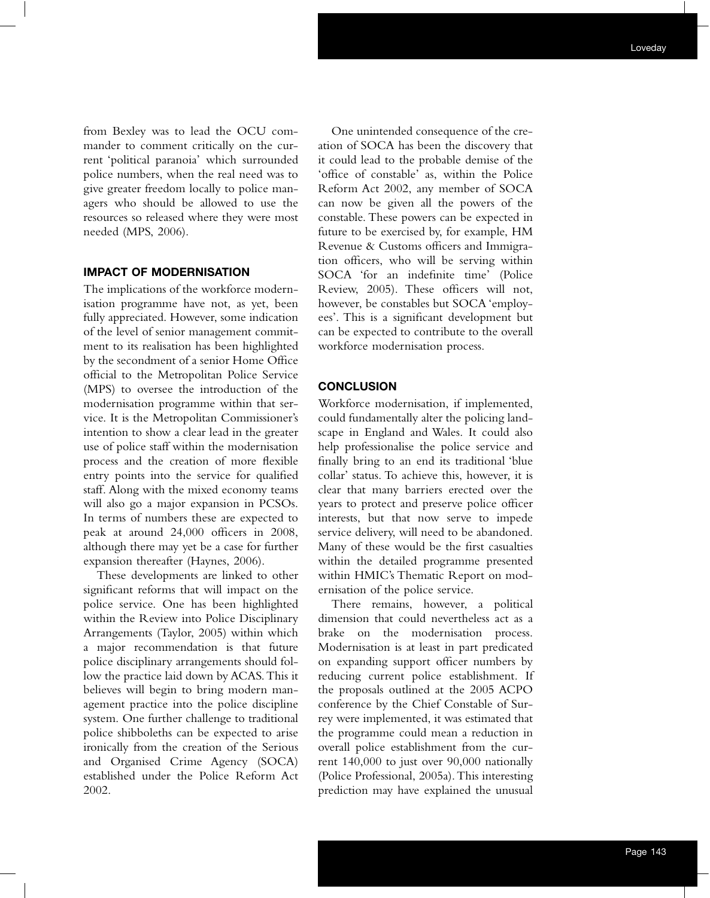from Bexley was to lead the OCU commander to comment critically on the current 'political paranoia' which surrounded police numbers, when the real need was to give greater freedom locally to police managers who should be allowed to use the resources so released where they were most needed (MPS, 2006).

## IMPACT OF MODERNISATION

The implications of the workforce modernisation programme have not, as yet, been fully appreciated. However, some indication of the level of senior management commitment to its realisation has been highlighted by the secondment of a senior Home Office official to the Metropolitan Police Service (MPS) to oversee the introduction of the modernisation programme within that service. It is the Metropolitan Commissioner's intention to show a clear lead in the greater use of police staff within the modernisation process and the creation of more flexible entry points into the service for qualified staff. Along with the mixed economy teams will also go a major expansion in PCSOs. In terms of numbers these are expected to peak at around 24,000 officers in 2008, although there may yet be a case for further expansion thereafter (Haynes, 2006).

These developments are linked to other significant reforms that will impact on the police service. One has been highlighted within the Review into Police Disciplinary Arrangements (Taylor, 2005) within which a major recommendation is that future police disciplinary arrangements should follow the practice laid down by ACAS. This it believes will begin to bring modern management practice into the police discipline system. One further challenge to traditional police shibboleths can be expected to arise ironically from the creation of the Serious and Organised Crime Agency (SOCA) established under the Police Reform Act 2002.

One unintended consequence of the creation of SOCA has been the discovery that it could lead to the probable demise of the 'office of constable' as, within the Police Reform Act 2002, any member of SOCA can now be given all the powers of the constable. These powers can be expected in future to be exercised by, for example, HM Revenue & Customs officers and Immigration officers, who will be serving within SOCA 'for an indefinite time' (Police Review, 2005). These officers will not, however, be constables but SOCA 'employees'. This is a significant development but can be expected to contribute to the overall workforce modernisation process.

## CONCLUSION

Workforce modernisation, if implemented, could fundamentally alter the policing landscape in England and Wales. It could also help professionalise the police service and finally bring to an end its traditional 'blue collar' status. To achieve this, however, it is clear that many barriers erected over the years to protect and preserve police officer interests, but that now serve to impede service delivery, will need to be abandoned. Many of these would be the first casualties within the detailed programme presented within HMIC's Thematic Report on modernisation of the police service.

There remains, however, a political dimension that could nevertheless act as a brake on the modernisation process. Modernisation is at least in part predicated on expanding support officer numbers by reducing current police establishment. If the proposals outlined at the 2005 ACPO conference by the Chief Constable of Surrey were implemented, it was estimated that the programme could mean a reduction in overall police establishment from the current 140,000 to just over 90,000 nationally (Police Professional, 2005a). This interesting prediction may have explained the unusual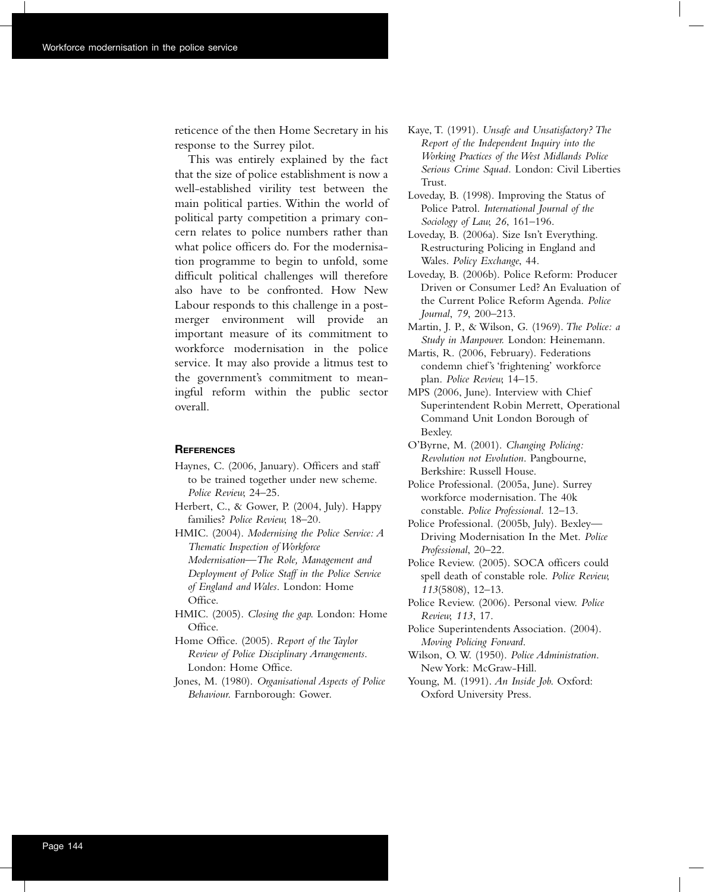reticence of the then Home Secretary in his response to the Surrey pilot.

This was entirely explained by the fact that the size of police establishment is now a well-established virility test between the main political parties. Within the world of political party competition a primary concern relates to police numbers rather than what police officers do. For the modernisation programme to begin to unfold, some difficult political challenges will therefore also have to be confronted. How New Labour responds to this challenge in a post-merger environment will provide an important measure of its commitment to workforce modernisation in the police service. It may also provide a litmus test to the government's commitment to meaningful reform within the public sector overall.

## References

Haynes, C. (2006, January). Officers and staff to be trained together under new scheme. *Police Review*, 24–25.

Herbert, C., & Gower, P. (2004, July). Happy families? *Police Review*, 18–20.

HMIC. (2004). *Modernising the Police Service: A Thematic Inspection of Workforce Modernisation—The Role, Management and Deployment of Police Staff in the Police Service of England and Wales*. London: Home Office.

HMIC. (2005). *Closing the gap*. London: Home Office.

Home Office. (2005). *Report of the Taylor Review of Police Disciplinary Arrangements*. London: Home Office.

Jones, M. (1980). *Organisational Aspects of Police Behaviour*. Farnborough: Gower.

Kaye, T. (1991). *Unsafe and Unsatisfactory? The Report of the Independent Inquiry into the Working Practices of the West Midlands Police Serious Crime Squad*. London: Civil Liberties Trust.

Loveday, B. (1998). Improving the Status of Police Patrol. *International Journal of the Sociology of Law, 26*, 161–196.

Loveday, B. (2006a). Size Isn't Everything. Restructuring Policing in England and Wales. *Policy Exchange*, 44.

Loveday, B. (2006b). Police Reform: Producer Driven or Consumer Led? An Evaluation of the Current Police Reform Agenda. *Police Journal*, *79*, 200–213.

Martin, J. P., & Wilson, G. (1969). *The Police: a Study in Manpower*. London: Heinemann.

Martis, R. (2006, February). Federations condemn chief's 'frightening' workforce plan. *Police Review*, 14–15.

MPS (2006, June). Interview with Chief Superintendent Robin Merrett, Operational Command Unit London Borough of Bexley.

O'Byrne, M. (2001). *Changing Policing: Revolution not Evolution*. Pangbourne, Berkshire: Russell House.

Police Professional. (2005a, June). Surrey workforce modernisation. The 40k constable. *Police Professional*. 12–13.

Police Professional. (2005b, July). Bexley—Driving Modernisation In the Met. *Police Professional*, 20–22.

Police Review. (2005). SOCA officers could spell death of constable role. *Police Review, 113*(5808), 12–13.

Police Review. (2006). Personal view. *Police Review, 113*, 17.

Police Superintendents Association. (2004). *Moving Policing Forward*.

Wilson, O. W. (1950). *Police Administration*. New York: McGraw-Hill.

Young, M. (1991). *An Inside Job*. Oxford: Oxford University Press.